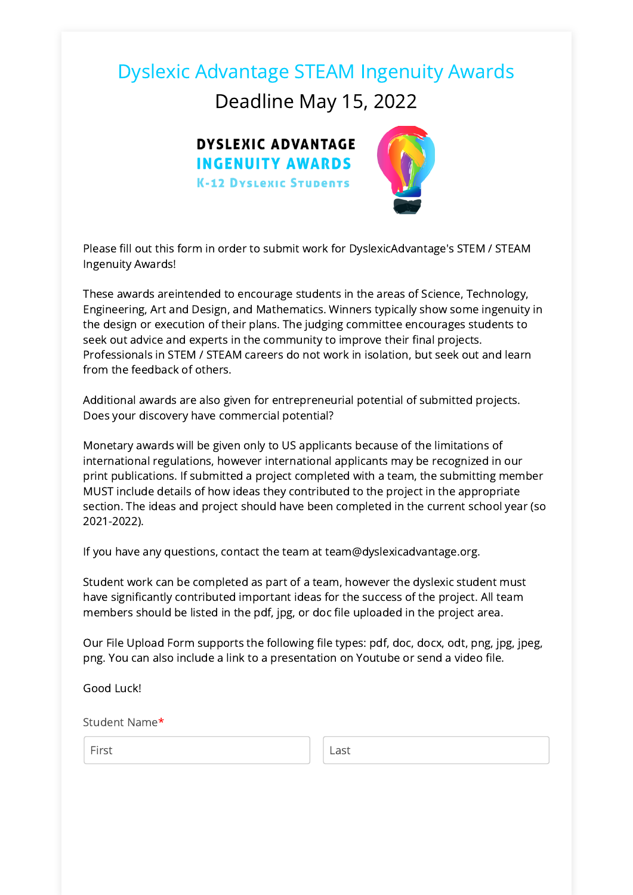# Dyslexic Advantage STEAM Ingenuity Awards

## Deadline May 15, 2022

**DYSLEXIC ADVANTAGE**
**INGENUITY AWARDS**
**K-12 DYSLEXIC STUDENTS**

Please fill out this form in order to submit work for DyslexicAdvantage's STEM / STEAM Ingenuity Awards!

These awards areintended to encourage students in the areas of Science, Technology, Engineering, Art and Design, and Mathematics. Winners typically show some ingenuity in the design or execution of their plans. The judging committee encourages students to seek out advice and experts in the community to improve their final projects. Professionals in STEM / STEAM careers do not work in isolation, but seek out and learn from the feedback of others.

Additional awards are also given for entrepreneurial potential of submitted projects. Does your discovery have commercial potential?

Monetary awards will be given only to US applicants because of the limitations of international regulations, however international applicants may be recognized in our print publications. If submitted a project completed with a team, the submitting member MUST include details of how ideas they contributed to the project in the appropriate section. The ideas and project should have been completed in the current school year (so 2021-2022).

If you have any questions, contact the team at team@dyslexicadvantage.org.

Student work can be completed as part of a team, however the dyslexic student must have significantly contributed important ideas for the success of the project. All team members should be listed in the pdf, jpg, or doc file uploaded in the project area.

Our File Upload Form supports the following file types: pdf, doc, docx, odt, png, jpg, jpeg, png. You can also include a link to a presentation on Youtube or send a video file.

Good Luck!

Student Name*

First | Last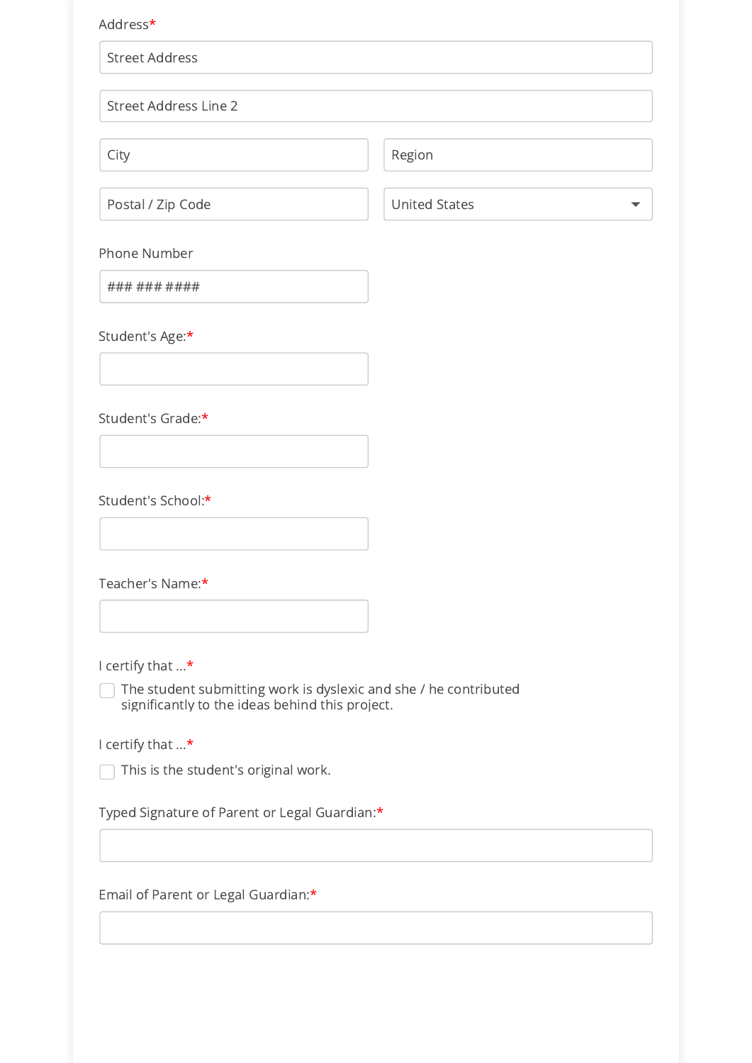Address*

Street Address

Street Address Line 2

City

Region

Postal / Zip Code

United States

Phone Number

### ### ####

Student's Age:*

Student's Grade:*

Student's School:*

Teacher's Name:*

I certify that ...*

☐ The student submitting work is dyslexic and she / he contributed significantly to the ideas behind this project.

I certify that ...*

☐ This is the student's original work.

Typed Signature of Parent or Legal Guardian:*

Email of Parent or Legal Guardian:*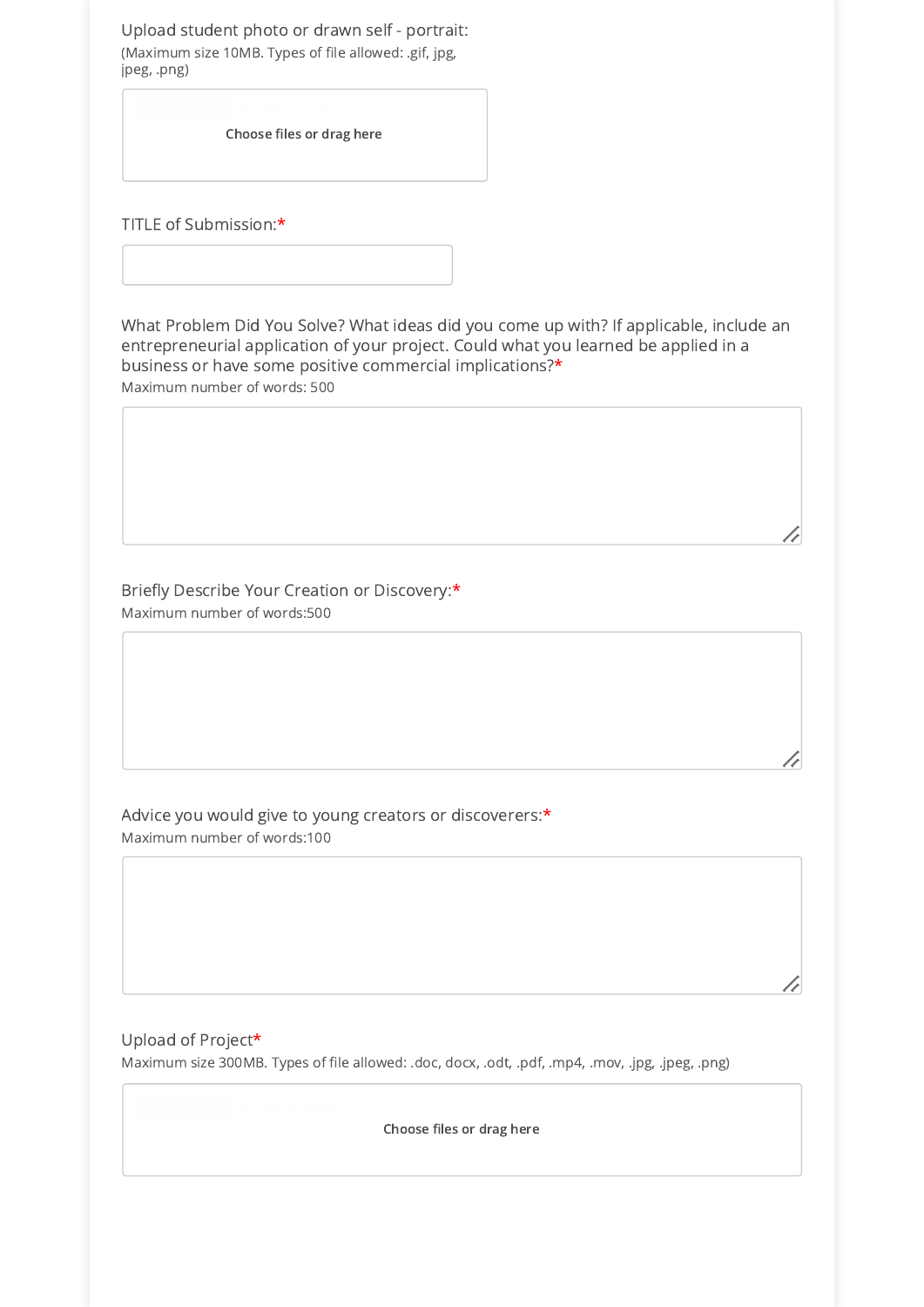Upload student photo or drawn self - portrait:
(Maximum size 10MB. Types of file allowed: .gif, jpg, jpeg, .png)

Choose files or drag here

TITLE of Submission:*

What Problem Did You Solve? What ideas did you come up with? If applicable, include an entrepreneurial application of your project. Could what you learned be applied in a business or have some positive commercial implications?*
Maximum number of words: 500

Briefly Describe Your Creation or Discovery:*
Maximum number of words:500

Advice you would give to young creators or discoverers:*
Maximum number of words:100

Upload of Project*
Maximum size 300MB. Types of file allowed: .doc, docx, .odt, .pdf, .mp4, .mov, .jpg, .jpeg, .png)

Choose files or drag here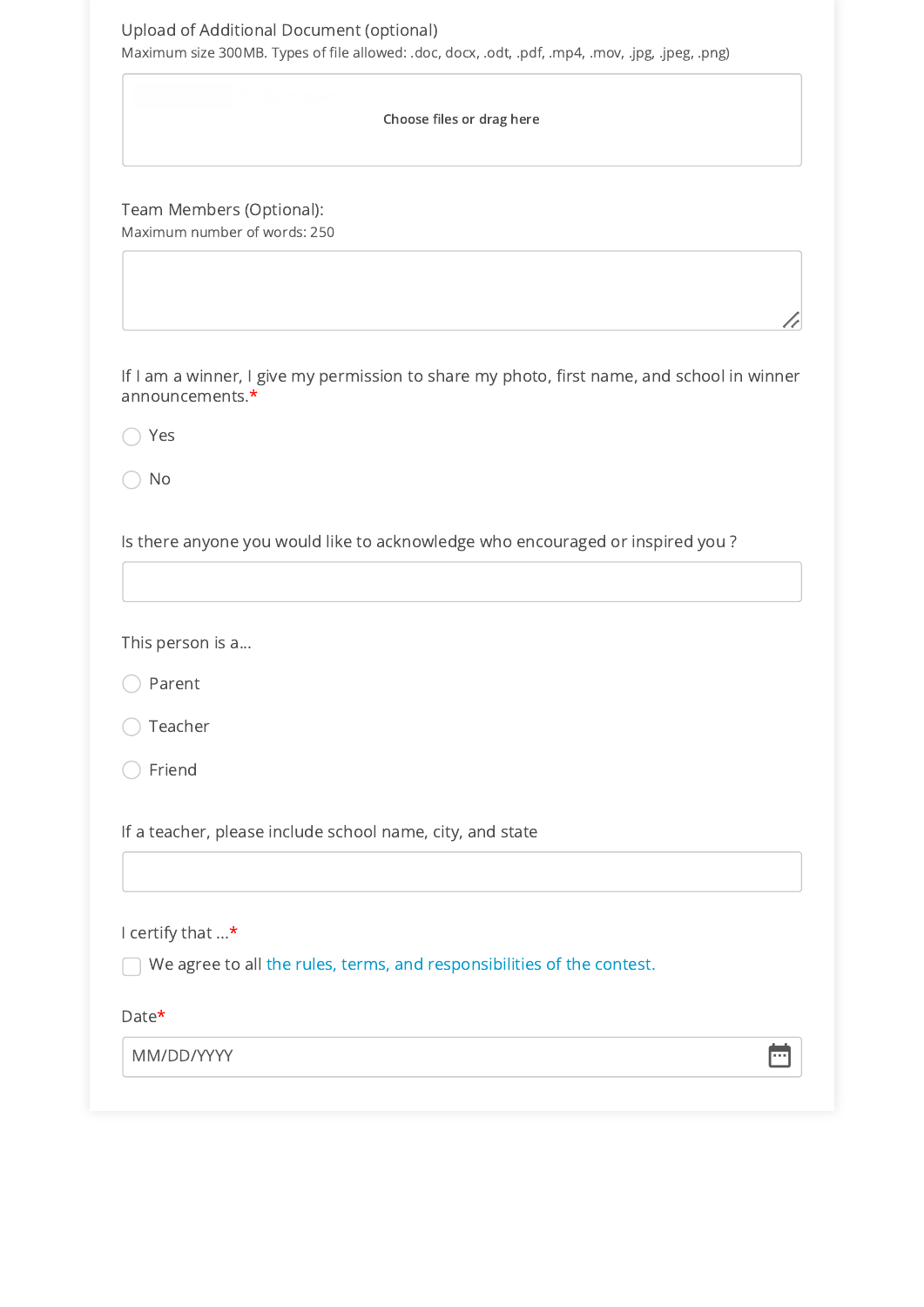Upload of Additional Document (optional)

Maximum size 300MB. Types of file allowed: .doc, docx, .odt, .pdf, .mp4, .mov, .jpg, .jpeg, .png)

Choose files or drag here

Team Members (Optional):

Maximum number of words: 250

If I am a winner, I give my permission to share my photo, first name, and school in winner announcements.*

- Yes
- No

Is there anyone you would like to acknowledge who encouraged or inspired you ?

This person is a...

- Parent
- Teacher
- Friend

If a teacher, please include school name, city, and state

I certify that ...*

- We agree to all the rules, terms, and responsibilities of the contest.

Date*

MM/DD/YYYY